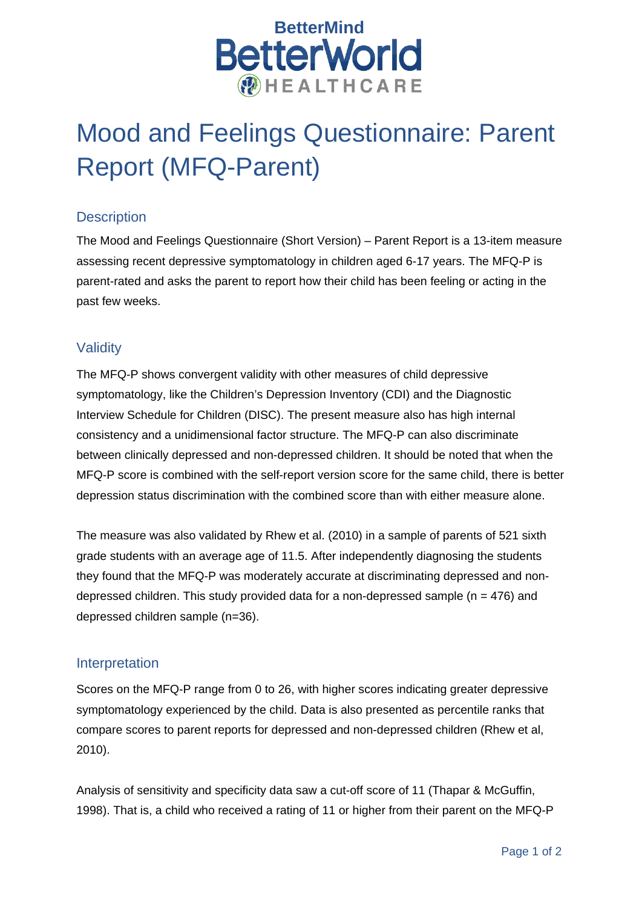BetterMind BetterWorld HEALTHCARE

# Mood and Feelings Questionnaire: Parent Report (MFQ-Parent)

## Description

The Mood and Feelings Questionnaire (Short Version) – Parent Report is a 13-item measure assessing recent depressive symptomatology in children aged 6-17 years. The MFQ-P is parent-rated and asks the parent to report how their child has been feeling or acting in the past few weeks.

## Validity

The MFQ-P shows convergent validity with other measures of child depressive symptomatology, like the Children's Depression Inventory (CDI) and the Diagnostic Interview Schedule for Children (DISC). The present measure also has high internal consistency and a unidimensional factor structure. The MFQ-P can also discriminate between clinically depressed and non-depressed children. It should be noted that when the MFQ-P score is combined with the self-report version score for the same child, there is better depression status discrimination with the combined score than with either measure alone.

The measure was also validated by Rhew et al. (2010) in a sample of parents of 521 sixth grade students with an average age of 11.5. After independently diagnosing the students they found that the MFQ-P was moderately accurate at discriminating depressed and non-depressed children. This study provided data for a non-depressed sample (n = 476) and depressed children sample (n=36).

## Interpretation

Scores on the MFQ-P range from 0 to 26, with higher scores indicating greater depressive symptomatology experienced by the child. Data is also presented as percentile ranks that compare scores to parent reports for depressed and non-depressed children (Rhew et al, 2010).

Analysis of sensitivity and specificity data saw a cut-off score of 11 (Thapar & McGuffin, 1998). That is, a child who received a rating of 11 or higher from their parent on the MFQ-P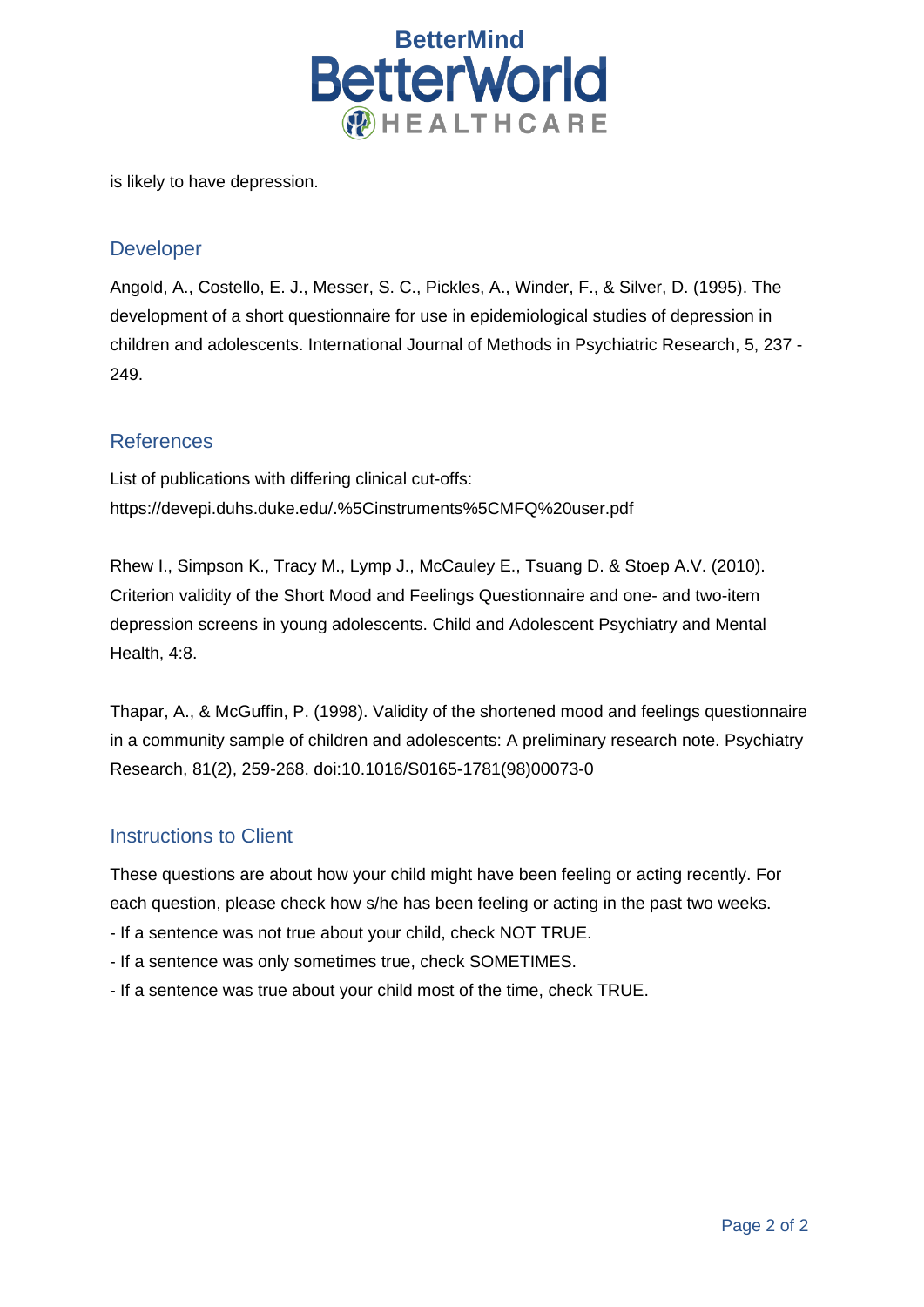is likely to have depression.

## Developer

Angold, A., Costello, E. J., Messer, S. C., Pickles, A., Winder, F., & Silver, D. (1995). The development of a short questionnaire for use in epidemiological studies of depression in children and adolescents. International Journal of Methods in Psychiatric Research, 5, 237 - 249.

## References

List of publications with differing clinical cut-offs:
https://devepi.duhs.duke.edu/.%5Cinstruments%5CMFQ%20user.pdf

Rhew I., Simpson K., Tracy M., Lymp J., McCauley E., Tsuang D. & Stoep A.V. (2010). Criterion validity of the Short Mood and Feelings Questionnaire and one- and two-item depression screens in young adolescents. Child and Adolescent Psychiatry and Mental Health, 4:8.

Thapar, A., & McGuffin, P. (1998). Validity of the shortened mood and feelings questionnaire in a community sample of children and adolescents: A preliminary research note. Psychiatry Research, 81(2), 259-268. doi:10.1016/S0165-1781(98)00073-0

## Instructions to Client

These questions are about how your child might have been feeling or acting recently. For each question, please check how s/he has been feeling or acting in the past two weeks.
- If a sentence was not true about your child, check NOT TRUE.
- If a sentence was only sometimes true, check SOMETIMES.
- If a sentence was true about your child most of the time, check TRUE.